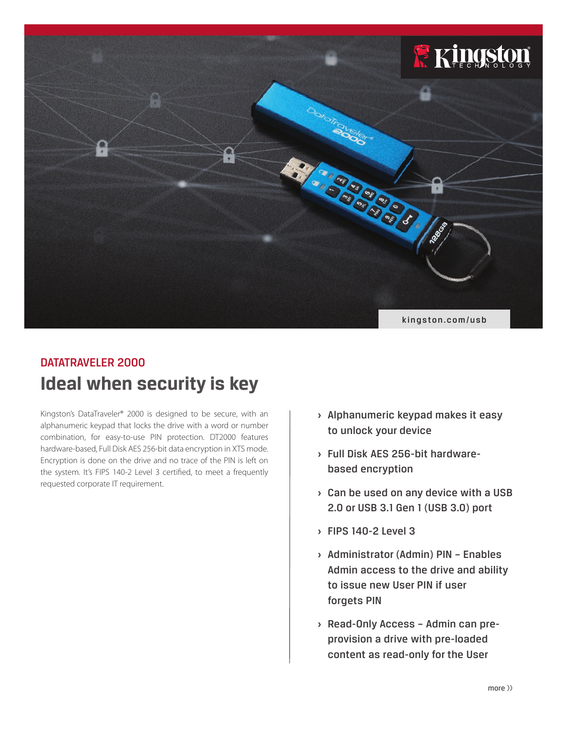kingston.com/usb

DATATRAVELER 2000

# Ideal when security is key

Kingston's DataTraveler® 2000 is designed to be secure, with an alphanumeric keypad that locks the drive with a word or number combination, for easy-to-use PIN protection. DT2000 features hardware-based, Full Disk AES 256-bit data encryption in XTS mode. Encryption is done on the drive and no trace of the PIN is left on the system. It's FIPS 140-2 Level 3 certified, to meet a frequently requested corporate IT requirement.

- Alphanumeric keypad makes it easy to unlock your device
- Full Disk AES 256-bit hardware-based encryption
- Can be used on any device with a USB 2.0 or USB 3.1 Gen 1 (USB 3.0) port
- FIPS 140-2 Level 3
- Administrator (Admin) PIN – Enables Admin access to the drive and ability to issue new User PIN if user forgets PIN
- Read-Only Access – Admin can pre-provision a drive with pre-loaded content as read-only for the User

more ››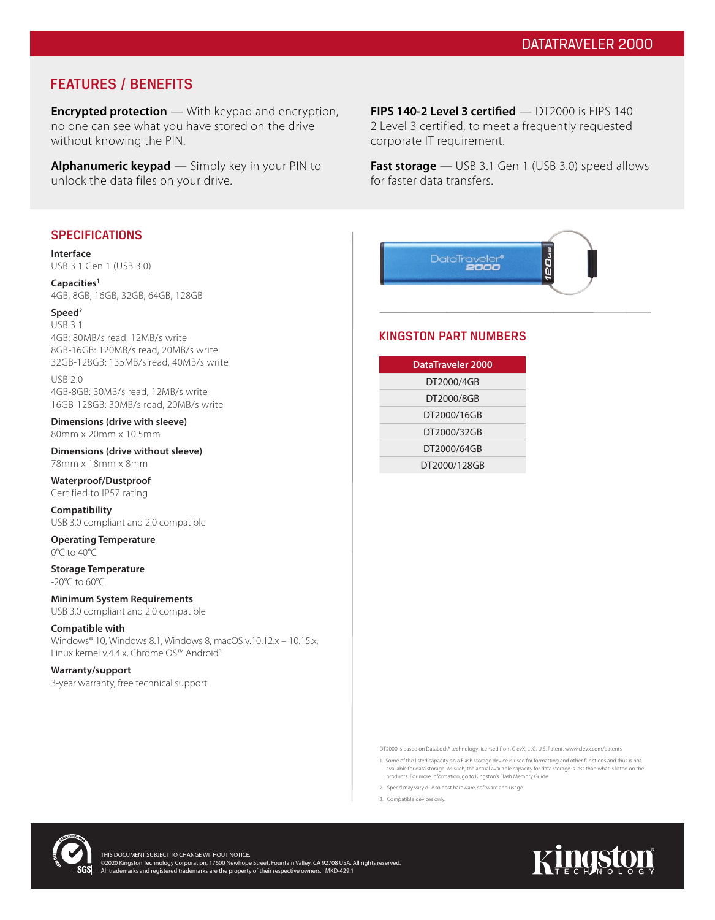# DATATRAVELER 2000

## FEATURES / BENEFITS

**Encrypted protection** — With keypad and encryption, no one can see what you have stored on the drive without knowing the PIN.

**Alphanumeric keypad** — Simply key in your PIN to unlock the data files on your drive.

**FIPS 140-2 Level 3 certified** — DT2000 is FIPS 140-2 Level 3 certified, to meet a frequently requested corporate IT requirement.

**Fast storage** — USB 3.1 Gen 1 (USB 3.0) speed allows for faster data transfers.

## SPECIFICATIONS

**Interface**
USB 3.1 Gen 1 (USB 3.0)

**Capacities**[1]
4GB, 8GB, 16GB, 32GB, 64GB, 128GB

**Speed**[2]
USB 3.1
4GB: 80MB/s read, 12MB/s write
8GB-16GB: 120MB/s read, 20MB/s write
32GB-128GB: 135MB/s read, 40MB/s write

USB 2.0
4GB-8GB: 30MB/s read, 12MB/s write
16GB-128GB: 30MB/s read, 20MB/s write

**Dimensions (drive with sleeve)**
80mm x 20mm x 10.5mm

**Dimensions (drive without sleeve)**
78mm x 18mm x 8mm

**Waterproof/Dustproof**
Certified to IP57 rating

**Compatibility**
USB 3.0 compliant and 2.0 compatible

**Operating Temperature**
0°C to 40°C

**Storage Temperature**
-20°C to 60°C

**Minimum System Requirements**
USB 3.0 compliant and 2.0 compatible

**Compatible with**
Windows® 10, Windows 8.1, Windows 8, macOS v.10.12.x – 10.15.x, Linux kernel v.4.4.x, Chrome OS™ Android[3]

**Warranty/support**
3-year warranty, free technical support

## KINGSTON PART NUMBERS

| DataTraveler 2000 |
| --- |
| DT2000/4GB |
| DT2000/8GB |
| DT2000/16GB |
| DT2000/32GB |
| DT2000/64GB |
| DT2000/128GB |

DT2000 is based on DataLock® technology licensed from ClevX, LLC. U.S. Patent. www.clevx.com/patents

1. Some of the listed capacity on a Flash storage device is used for formatting and other functions and thus is not available for data storage. As such, the actual available capacity for data storage is less than what is listed on the products. For more information, go to Kingston's Flash Memory Guide.
2. Speed may vary due to host hardware, software and usage.
3. Compatible devices only.

THIS DOCUMENT SUBJECT TO CHANGE WITHOUT NOTICE.
©2020 Kingston Technology Corporation, 17600 Newhope Street, Fountain Valley, CA 92708 USA. All rights reserved.
All trademarks and registered trademarks are the property of their respective owners. MKD-429.1